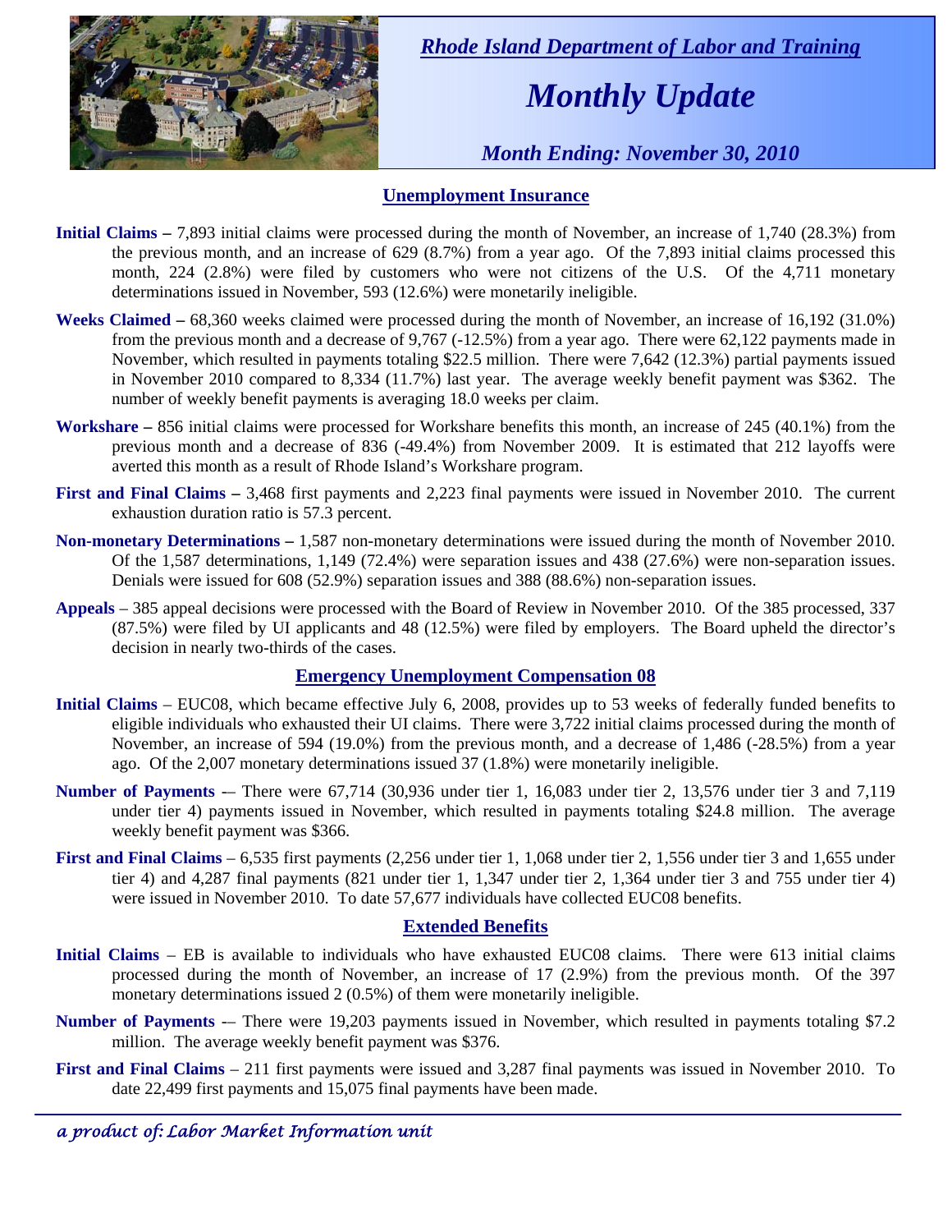*Rhode Island Department of Labor and Training*

# *Monthly Update*

*Month Ending: November 30, 2010*

## Unemployment Insurance

**Initial Claims –** 7,893 initial claims were processed during the month of November, an increase of 1,740 (28.3%) from the previous month, and an increase of 629 (8.7%) from a year ago. Of the 7,893 initial claims processed this month, 224 (2.8%) were filed by customers who were not citizens of the U.S. Of the 4,711 monetary determinations issued in November, 593 (12.6%) were monetarily ineligible.

**Weeks Claimed –** 68,360 weeks claimed were processed during the month of November, an increase of 16,192 (31.0%) from the previous month and a decrease of 9,767 (-12.5%) from a year ago. There were 62,122 payments made in November, which resulted in payments totaling $22.5 million. There were 7,642 (12.3%) partial payments issued in November 2010 compared to 8,334 (11.7%) last year. The average weekly benefit payment was $362. The number of weekly benefit payments is averaging 18.0 weeks per claim.

**Workshare –** 856 initial claims were processed for Workshare benefits this month, an increase of 245 (40.1%) from the previous month and a decrease of 836 (-49.4%) from November 2009. It is estimated that 212 layoffs were averted this month as a result of Rhode Island's Workshare program.

**First and Final Claims –** 3,468 first payments and 2,223 final payments were issued in November 2010. The current exhaustion duration ratio is 57.3 percent.

**Non-monetary Determinations –** 1,587 non-monetary determinations were issued during the month of November 2010. Of the 1,587 determinations, 1,149 (72.4%) were separation issues and 438 (27.6%) were non-separation issues. Denials were issued for 608 (52.9%) separation issues and 388 (88.6%) non-separation issues.

**Appeals** – 385 appeal decisions were processed with the Board of Review in November 2010. Of the 385 processed, 337 (87.5%) were filed by UI applicants and 48 (12.5%) were filed by employers. The Board upheld the director's decision in nearly two-thirds of the cases.

## Emergency Unemployment Compensation 08

**Initial Claims** – EUC08, which became effective July 6, 2008, provides up to 53 weeks of federally funded benefits to eligible individuals who exhausted their UI claims. There were 3,722 initial claims processed during the month of November, an increase of 594 (19.0%) from the previous month, and a decrease of 1,486 (-28.5%) from a year ago. Of the 2,007 monetary determinations issued 37 (1.8%) were monetarily ineligible.

**Number of Payments** -– There were 67,714 (30,936 under tier 1, 16,083 under tier 2, 13,576 under tier 3 and 7,119 under tier 4) payments issued in November, which resulted in payments totaling $24.8 million. The average weekly benefit payment was $366.

**First and Final Claims** – 6,535 first payments (2,256 under tier 1, 1,068 under tier 2, 1,556 under tier 3 and 1,655 under tier 4) and 4,287 final payments (821 under tier 1, 1,347 under tier 2, 1,364 under tier 3 and 755 under tier 4) were issued in November 2010. To date 57,677 individuals have collected EUC08 benefits.

## Extended Benefits

**Initial Claims** – EB is available to individuals who have exhausted EUC08 claims. There were 613 initial claims processed during the month of November, an increase of 17 (2.9%) from the previous month. Of the 397 monetary determinations issued 2 (0.5%) of them were monetarily ineligible.

**Number of Payments** -– There were 19,203 payments issued in November, which resulted in payments totaling $7.2 million. The average weekly benefit payment was $376.

**First and Final Claims** – 211 first payments were issued and 3,287 final payments was issued in November 2010. To date 22,499 first payments and 15,075 final payments have been made.

*a product of: Labor Market Information unit*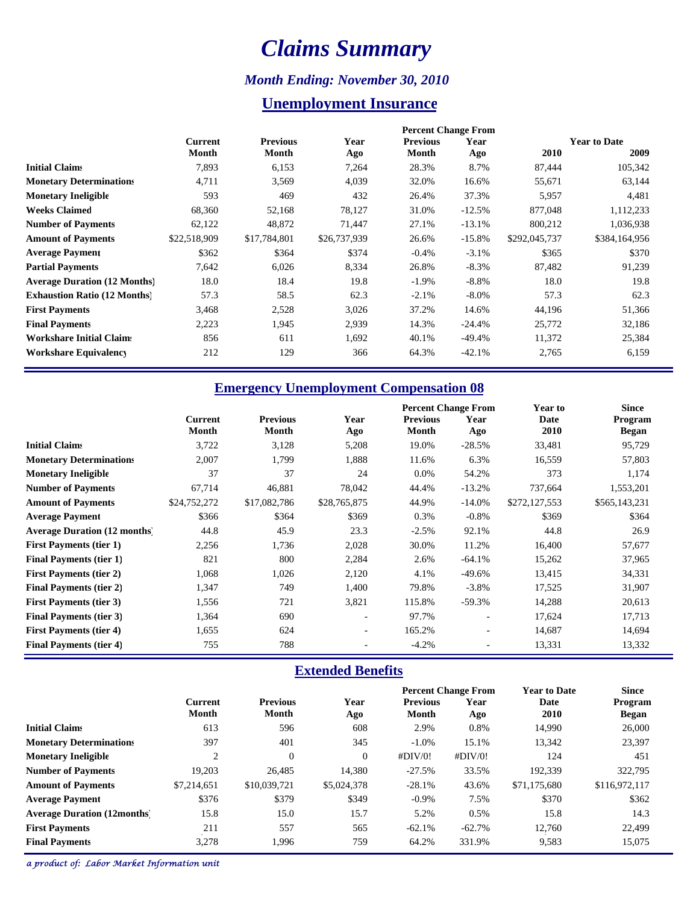# *Claims Summary*

## *Month Ending: November 30, 2010*

## Unemployment Insurance

| | Current Month | Previous Month | Year Ago | Percent Change From Previous Month | Percent Change From Year Ago | Year to Date 2010 | Year to Date 2009 |
|---|---|---|---|---|---|---|---|
| **Initial Claims** | 7,893 | 6,153 | 7,264 | 28.3% | 8.7% | 87,444 | 105,342 |
| **Monetary Determinations** | 4,711 | 3,569 | 4,039 | 32.0% | 16.6% | 55,671 | 63,144 |
| **Monetary Ineligible** | 593 | 469 | 432 | 26.4% | 37.3% | 5,957 | 4,481 |
| **Weeks Claimed** | 68,360 | 52,168 | 78,127 | 31.0% | -12.5% | 877,048 | 1,112,233 |
| **Number of Payments** | 62,122 | 48,872 | 71,447 | 27.1% | -13.1% | 800,212 | 1,036,938 |
| **Amount of Payments** | $22,518,909 | $17,784,801 | $26,737,939 | 26.6% | -15.8% | $292,045,737 | $384,164,956 |
| **Average Payment** | $362 | $364 | $374 | -0.4% | -3.1% | $365 | $370 |
| **Partial Payments** | 7,642 | 6,026 | 8,334 | 26.8% | -8.3% | 87,482 | 91,239 |
| **Average Duration (12 Months)** | 18.0 | 18.4 | 19.8 | -1.9% | -8.8% | 18.0 | 19.8 |
| **Exhaustion Ratio (12 Months)** | 57.3 | 58.5 | 62.3 | -2.1% | -8.0% | 57.3 | 62.3 |
| **First Payments** | 3,468 | 2,528 | 3,026 | 37.2% | 14.6% | 44,196 | 51,366 |
| **Final Payments** | 2,223 | 1,945 | 2,939 | 14.3% | -24.4% | 25,772 | 32,186 |
| **Workshare Initial Claims** | 856 | 611 | 1,692 | 40.1% | -49.4% | 11,372 | 25,384 |
| **Workshare Equivalency** | 212 | 129 | 366 | 64.3% | -42.1% | 2,765 | 6,159 |

## Emergency Unemployment Compensation 08

| | Current Month | Previous Month | Year Ago | Percent Change From Previous Month | Percent Change From Year Ago | Year to Date 2010 | Since Program Began |
|---|---|---|---|---|---|---|---|
| **Initial Claims** | 3,722 | 3,128 | 5,208 | 19.0% | -28.5% | 33,481 | 95,729 |
| **Monetary Determinations** | 2,007 | 1,799 | 1,888 | 11.6% | 6.3% | 16,559 | 57,803 |
| **Monetary Ineligible** | 37 | 37 | 24 | 0.0% | 54.2% | 373 | 1,174 |
| **Number of Payments** | 67,714 | 46,881 | 78,042 | 44.4% | -13.2% | 737,664 | 1,553,201 |
| **Amount of Payments** | $24,752,272 | $17,082,786 | $28,765,875 | 44.9% | -14.0% | $272,127,553 | $565,143,231 |
| **Average Payment** | $366 | $364 | $369 | 0.3% | -0.8% | $369 | $364 |
| **Average Duration (12 months)** | 44.8 | 45.9 | 23.3 | -2.5% | 92.1% | 44.8 | 26.9 |
| **First Payments (tier 1)** | 2,256 | 1,736 | 2,028 | 30.0% | 11.2% | 16,400 | 57,677 |
| **Final Payments (tier 1)** | 821 | 800 | 2,284 | 2.6% | -64.1% | 15,262 | 37,965 |
| **First Payments (tier 2)** | 1,068 | 1,026 | 2,120 | 4.1% | -49.6% | 13,415 | 34,331 |
| **Final Payments (tier 2)** | 1,347 | 749 | 1,400 | 79.8% | -3.8% | 17,525 | 31,907 |
| **First Payments (tier 3)** | 1,556 | 721 | 3,821 | 115.8% | -59.3% | 14,288 | 20,613 |
| **Final Payments (tier 3)** | 1,364 | 690 | - | 97.7% | - | 17,624 | 17,713 |
| **First Payments (tier 4)** | 1,655 | 624 | - | 165.2% | - | 14,687 | 14,694 |
| **Final Payments (tier 4)** | 755 | 788 | - | -4.2% | - | 13,331 | 13,332 |

## Extended Benefits

| | Current Month | Previous Month | Year Ago | Percent Change From Previous Month | Percent Change From Year Ago | Year to Date 2010 | Since Program Began |
|---|---|---|---|---|---|---|---|
| **Initial Claims** | 613 | 596 | 608 | 2.9% | 0.8% | 14,990 | 26,000 |
| **Monetary Determinations** | 397 | 401 | 345 | -1.0% | 15.1% | 13,342 | 23,397 |
| **Monetary Ineligible** | 2 | 0 | 0 | #DIV/0! | #DIV/0! | 124 | 451 |
| **Number of Payments** | 19,203 | 26,485 | 14,380 | -27.5% | 33.5% | 192,339 | 322,795 |
| **Amount of Payments** | $7,214,651 | $10,039,721 | $5,024,378 | -28.1% | 43.6% | $71,175,680 | $116,972,117 |
| **Average Payment** | $376 | $379 | $349 | -0.9% | 7.5% | $370 | $362 |
| **Average Duration (12months)** | 15.8 | 15.0 | 15.7 | 5.2% | 0.5% | 15.8 | 14.3 |
| **First Payments** | 211 | 557 | 565 | -62.1% | -62.7% | 12,760 | 22,499 |
| **Final Payments** | 3,278 | 1,996 | 759 | 64.2% | 331.9% | 9,583 | 15,075 |

*a product of: Labor Market Information unit*